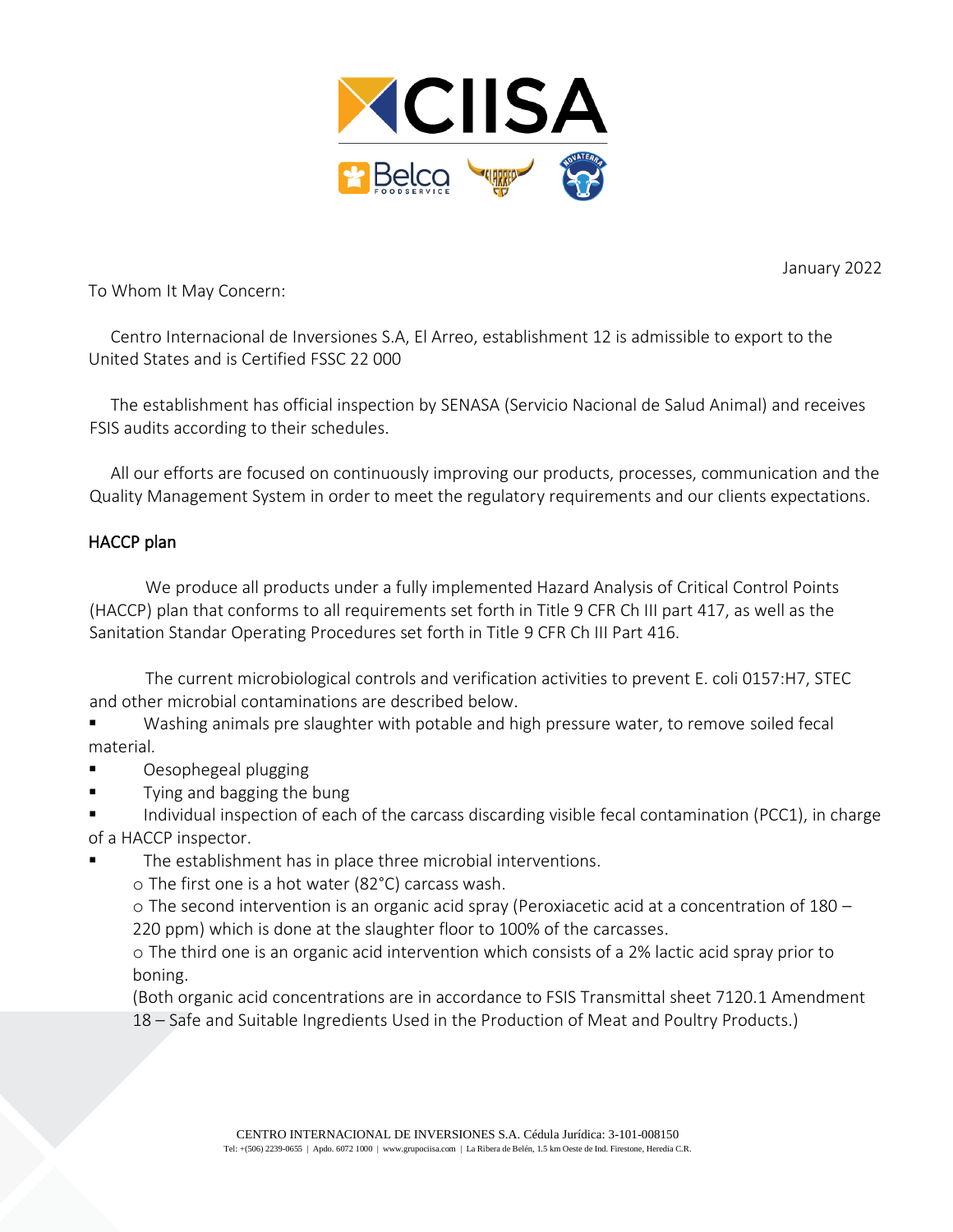January 2022

To Whom It May Concern:

Centro Internacional de Inversiones S.A, El Arreo, establishment 12 is admissible to export to the United States and is Certified FSSC 22 000

The establishment has official inspection by SENASA (Servicio Nacional de Salud Animal) and receives FSIS audits according to their schedules.

All our efforts are focused on continuously improving our products, processes, communication and the Quality Management System in order to meet the regulatory requirements and our clients expectations.

## HACCP plan

We produce all products under a fully implemented Hazard Analysis of Critical Control Points (HACCP) plan that conforms to all requirements set forth in Title 9 CFR Ch III part 417, as well as the Sanitation Standar Operating Procedures set forth in Title 9 CFR Ch III Part 416.

The current microbiological controls and verification activities to prevent E. coli 0157:H7, STEC and other microbial contaminations are described below.

- Washing animals pre slaughter with potable and high pressure water, to remove soiled fecal material.
- Oesophegeal plugging
- Tying and bagging the bung
- Individual inspection of each of the carcass discarding visible fecal contamination (PCC1), in charge of a HACCP inspector.
- The establishment has in place three microbial interventions.
  - The first one is a hot water (82°C) carcass wash.
  - The second intervention is an organic acid spray (Peroxiacetic acid at a concentration of 180 – 220 ppm) which is done at the slaughter floor to 100% of the carcasses.
  - The third one is an organic acid intervention which consists of a 2% lactic acid spray prior to boning.

  (Both organic acid concentrations are in accordance to FSIS Transmittal sheet 7120.1 Amendment 18 – Safe and Suitable Ingredients Used in the Production of Meat and Poultry Products.)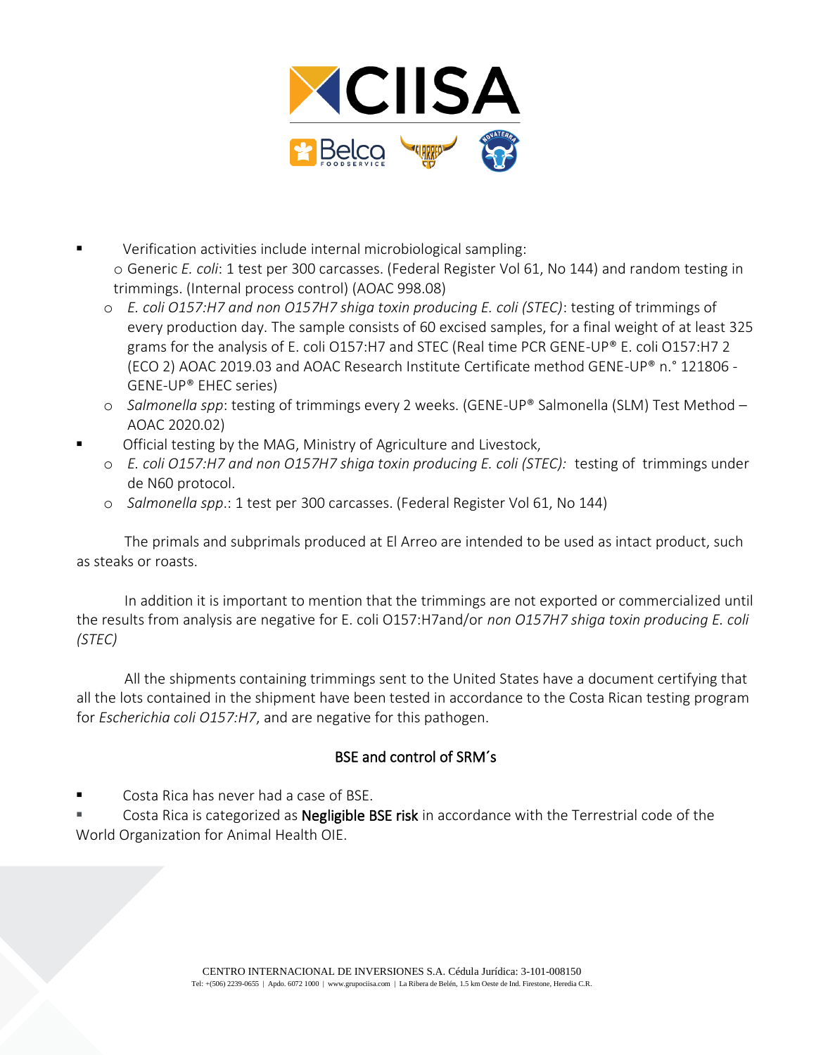- Verification activities include internal microbiological sampling:
  - Generic *E. coli*: 1 test per 300 carcasses. (Federal Register Vol 61, No 144) and random testing in trimmings. (Internal process control) (AOAC 998.08)
  - *E. coli O157:H7 and non O157H7 shiga toxin producing E. coli (STEC)*: testing of trimmings of every production day. The sample consists of 60 excised samples, for a final weight of at least 325 grams for the analysis of E. coli O157:H7 and STEC (Real time PCR GENE-UP® E. coli O157:H7 2 (ECO 2) AOAC 2019.03 and AOAC Research Institute Certificate method GENE-UP® n.° 121806 - GENE-UP® EHEC series)
  - *Salmonella spp*: testing of trimmings every 2 weeks. (GENE-UP® Salmonella (SLM) Test Method – AOAC 2020.02)
- Official testing by the MAG, Ministry of Agriculture and Livestock,
  - *E. coli O157:H7 and non O157H7 shiga toxin producing E. coli (STEC):* testing of trimmings under de N60 protocol.
  - *Salmonella spp*.: 1 test per 300 carcasses. (Federal Register Vol 61, No 144)

The primals and subprimals produced at El Arreo are intended to be used as intact product, such as steaks or roasts.

In addition it is important to mention that the trimmings are not exported or commercialized until the results from analysis are negative for E. coli O157:H7and/or *non O157H7 shiga toxin producing E. coli (STEC)*

All the shipments containing trimmings sent to the United States have a document certifying that all the lots contained in the shipment have been tested in accordance to the Costa Rican testing program for *Escherichia coli O157:H7*, and are negative for this pathogen.

## BSE and control of SRM´s

- Costa Rica has never had a case of BSE.
- Costa Rica is categorized as **Negligible BSE risk** in accordance with the Terrestrial code of the World Organization for Animal Health OIE.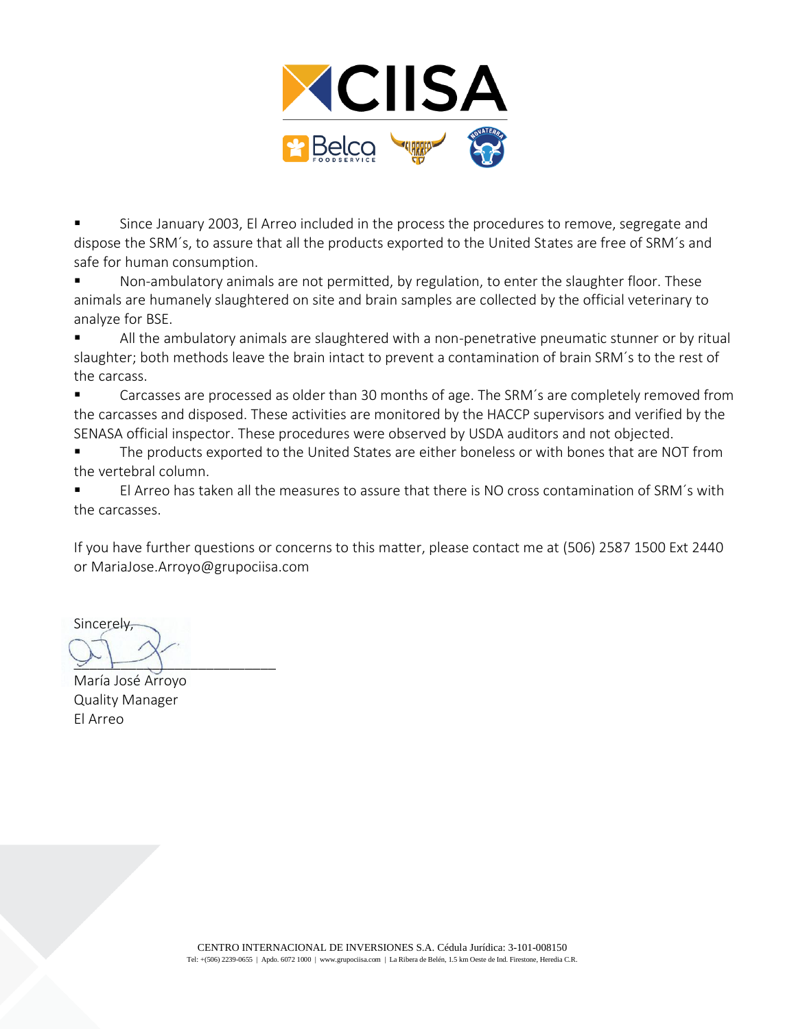- Since January 2003, El Arreo included in the process the procedures to remove, segregate and dispose the SRM´s, to assure that all the products exported to the United States are free of SRM´s and safe for human consumption.
- Non-ambulatory animals are not permitted, by regulation, to enter the slaughter floor. These animals are humanely slaughtered on site and brain samples are collected by the official veterinary to analyze for BSE.
- All the ambulatory animals are slaughtered with a non-penetrative pneumatic stunner or by ritual slaughter; both methods leave the brain intact to prevent a contamination of brain SRM´s to the rest of the carcass.
- Carcasses are processed as older than 30 months of age. The SRM´s are completely removed from the carcasses and disposed. These activities are monitored by the HACCP supervisors and verified by the SENASA official inspector. These procedures were observed by USDA auditors and not objected.
- The products exported to the United States are either boneless or with bones that are NOT from the vertebral column.
- El Arreo has taken all the measures to assure that there is NO cross contamination of SRM´s with the carcasses.

If you have further questions or concerns to this matter, please contact me at (506) 2587 1500 Ext 2440 or MariaJose.Arroyo@grupociisa.com

Sincerely,

María José Arroyo
Quality Manager
El Arreo

CENTRO INTERNACIONAL DE INVERSIONES S.A. Cédula Jurídica: 3-101-008150
Tel: +(506) 2239-0655 | Apdo. 6072 1000 | www.grupociisa.com | La Ribera de Belén, 1.5 km Oeste de Ind. Firestone, Heredia C.R.